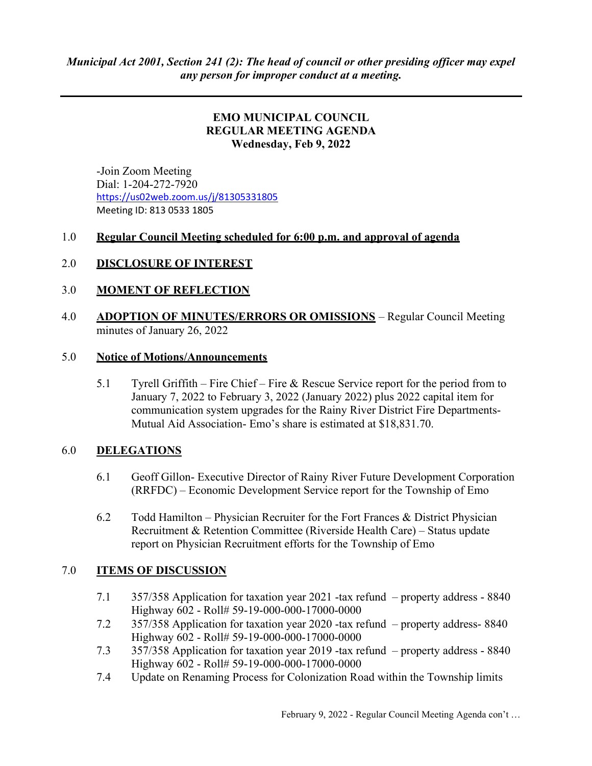***Municipal Act 2001, Section 241 (2): The head of council or other presiding officer may expel any person for improper conduct at a meeting.***

---

# EMO MUNICIPAL COUNCIL
## REGULAR MEETING AGENDA
### Wednesday, Feb 9, 2022

-Join Zoom Meeting
Dial: 1-204-272-7920
https://us02web.zoom.us/j/81305331805
Meeting ID: 813 0533 1805

1.0 **Regular Council Meeting scheduled for 6:00 p.m. and approval of agenda**

2.0 **DISCLOSURE OF INTEREST**

3.0 **MOMENT OF REFLECTION**

4.0 **ADOPTION OF MINUTES/ERRORS OR OMISSIONS** – Regular Council Meeting minutes of January 26, 2022

5.0 **Notice of Motions/Announcements**

5.1 Tyrell Griffith – Fire Chief – Fire & Rescue Service report for the period from to January 7, 2022 to February 3, 2022 (January 2022) plus 2022 capital item for communication system upgrades for the Rainy River District Fire Departments-Mutual Aid Association- Emo's share is estimated at $18,831.70.

6.0 **DELEGATIONS**

6.1 Geoff Gillon- Executive Director of Rainy River Future Development Corporation (RRFDC) – Economic Development Service report for the Township of Emo

6.2 Todd Hamilton – Physician Recruiter for the Fort Frances & District Physician Recruitment & Retention Committee (Riverside Health Care) – Status update report on Physician Recruitment efforts for the Township of Emo

7.0 **ITEMS OF DISCUSSION**

7.1 357/358 Application for taxation year 2021 -tax refund – property address - 8840 Highway 602 - Roll# 59-19-000-000-17000-0000

7.2 357/358 Application for taxation year 2020 -tax refund – property address- 8840 Highway 602 - Roll# 59-19-000-000-17000-0000

7.3 357/358 Application for taxation year 2019 -tax refund – property address - 8840 Highway 602 - Roll# 59-19-000-000-17000-0000

7.4 Update on Renaming Process for Colonization Road within the Township limits

February 9, 2022 - Regular Council Meeting Agenda con't …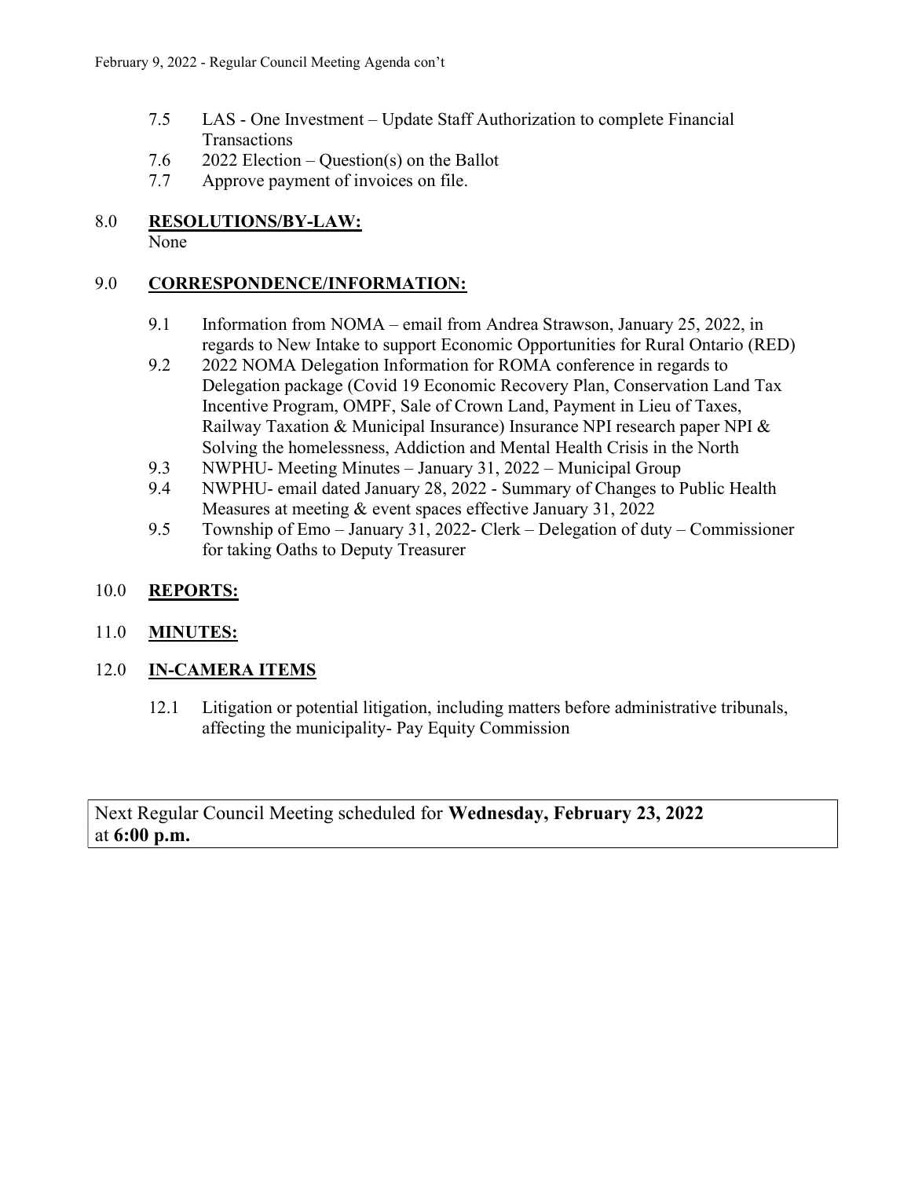7.5 LAS - One Investment – Update Staff Authorization to complete Financial Transactions
7.6 2022 Election – Question(s) on the Ballot
7.7 Approve payment of invoices on file.

## 8.0 **RESOLUTIONS/BY-LAW:**

None

## 9.0 **CORRESPONDENCE/INFORMATION:**

9.1 Information from NOMA – email from Andrea Strawson, January 25, 2022, in regards to New Intake to support Economic Opportunities for Rural Ontario (RED)
9.2 2022 NOMA Delegation Information for ROMA conference in regards to Delegation package (Covid 19 Economic Recovery Plan, Conservation Land Tax Incentive Program, OMPF, Sale of Crown Land, Payment in Lieu of Taxes, Railway Taxation & Municipal Insurance) Insurance NPI research paper NPI & Solving the homelessness, Addiction and Mental Health Crisis in the North
9.3 NWPHU- Meeting Minutes – January 31, 2022 – Municipal Group
9.4 NWPHU- email dated January 28, 2022 - Summary of Changes to Public Health Measures at meeting & event spaces effective January 31, 2022
9.5 Township of Emo – January 31, 2022- Clerk – Delegation of duty – Commissioner for taking Oaths to Deputy Treasurer

## 10.0 **REPORTS:**

## 11.0 **MINUTES:**

## 12.0 **IN-CAMERA ITEMS**

12.1 Litigation or potential litigation, including matters before administrative tribunals, affecting the municipality- Pay Equity Commission

Next Regular Council Meeting scheduled for **Wednesday, February 23, 2022** at **6:00 p.m.**